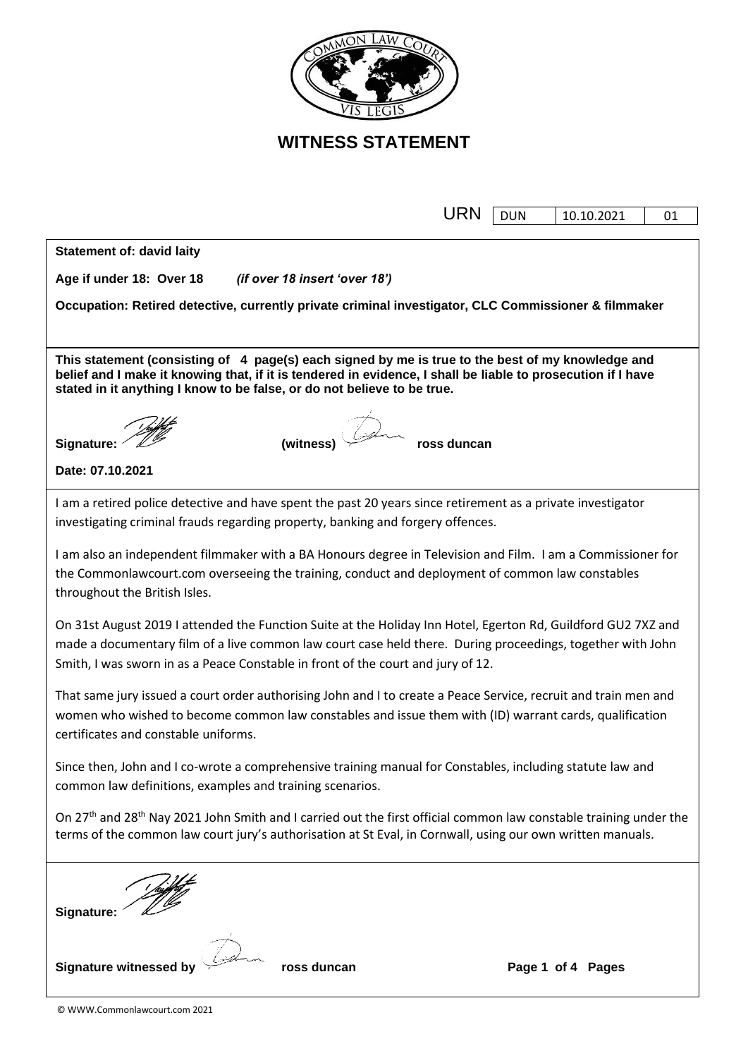# WITNESS STATEMENT

| URN | DUN | 10.10.2021 | 01 |
|---|---|---|---|

**Statement of: david laity**

**Age if under 18: Over 18** *(if over 18 insert 'over 18')*

**Occupation: Retired detective, currently private criminal investigator, CLC Commissioner & filmmaker**

**This statement (consisting of 4 page(s) each signed by me is true to the best of my knowledge and belief and I make it knowing that, if it is tendered in evidence, I shall be liable to prosecution if I have stated in it anything I know to be false, or do not believe to be true.**

**Signature:** **(witness)** **ross duncan**

**Date: 07.10.2021**

I am a retired police detective and have spent the past 20 years since retirement as a private investigator investigating criminal frauds regarding property, banking and forgery offences.

I am also an independent filmmaker with a BA Honours degree in Television and Film. I am a Commissioner for the Commonlawcourt.com overseeing the training, conduct and deployment of common law constables throughout the British Isles.

On 31st August 2019 I attended the Function Suite at the Holiday Inn Hotel, Egerton Rd, Guildford GU2 7XZ and made a documentary film of a live common law court case held there. During proceedings, together with John Smith, I was sworn in as a Peace Constable in front of the court and jury of 12.

That same jury issued a court order authorising John and I to create a Peace Service, recruit and train men and women who wished to become common law constables and issue them with (ID) warrant cards, qualification certificates and constable uniforms.

Since then, John and I co-wrote a comprehensive training manual for Constables, including statute law and common law definitions, examples and training scenarios.

On 27th and 28th Nay 2021 John Smith and I carried out the first official common law constable training under the terms of the common law court jury's authorisation at St Eval, in Cornwall, using our own written manuals.

**Signature:**

**Signature witnessed by** **ross duncan**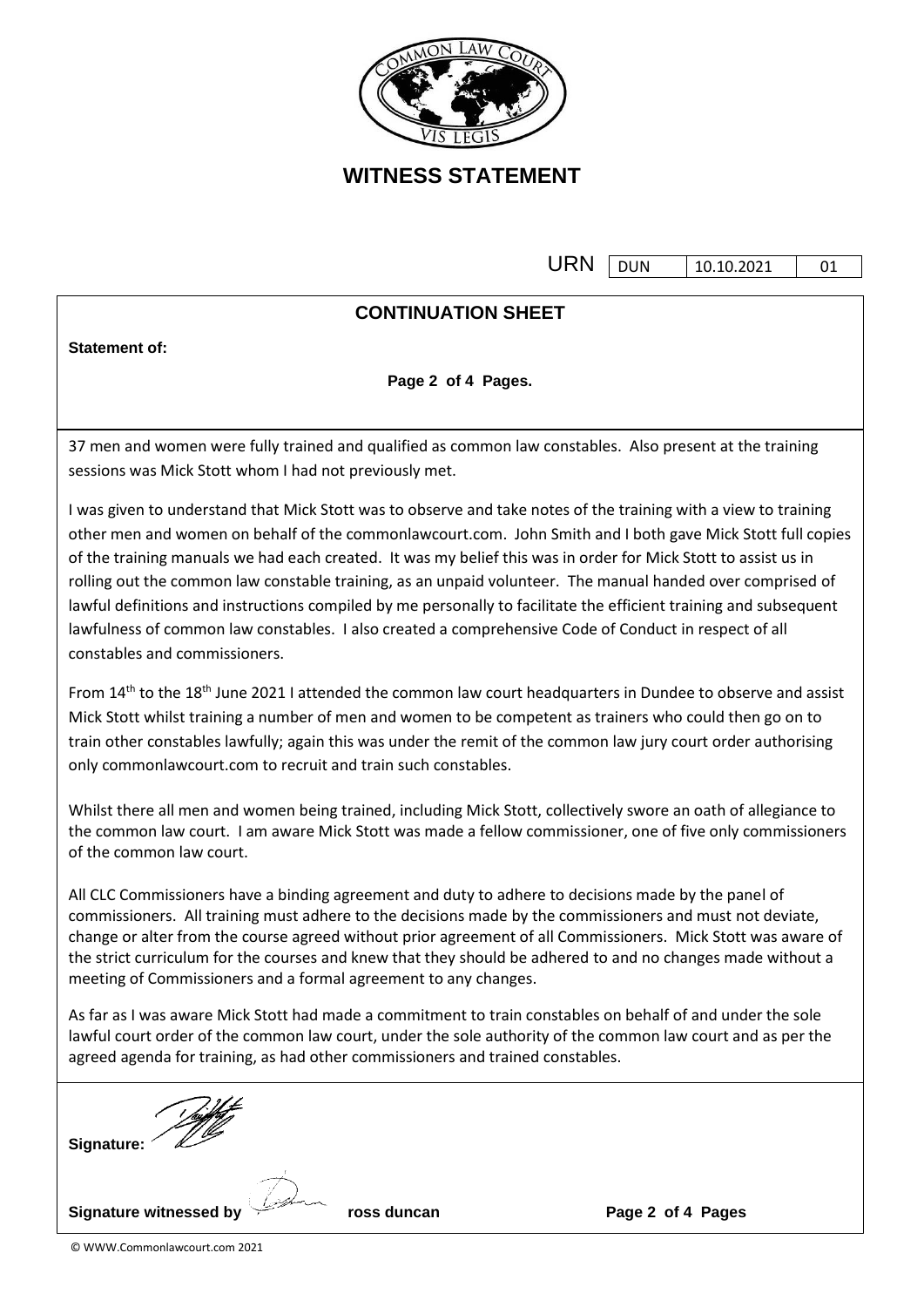# WITNESS STATEMENT

| URN | DUN | 10.10.2021 | 01 |
|---|---|---|---|

## CONTINUATION SHEET

**Statement of:**

37 men and women were fully trained and qualified as common law constables. Also present at the training sessions was Mick Stott whom I had not previously met.

I was given to understand that Mick Stott was to observe and take notes of the training with a view to training other men and women on behalf of the commonlawcourt.com. John Smith and I both gave Mick Stott full copies of the training manuals we had each created. It was my belief this was in order for Mick Stott to assist us in rolling out the common law constable training, as an unpaid volunteer. The manual handed over comprised of lawful definitions and instructions compiled by me personally to facilitate the efficient training and subsequent lawfulness of common law constables. I also created a comprehensive Code of Conduct in respect of all constables and commissioners.

From 14th to the 18th June 2021 I attended the common law court headquarters in Dundee to observe and assist Mick Stott whilst training a number of men and women to be competent as trainers who could then go on to train other constables lawfully; again this was under the remit of the common law jury court order authorising only commonlawcourt.com to recruit and train such constables.

Whilst there all men and women being trained, including Mick Stott, collectively swore an oath of allegiance to the common law court. I am aware Mick Stott was made a fellow commissioner, one of five only commissioners of the common law court.

All CLC Commissioners have a binding agreement and duty to adhere to decisions made by the panel of commissioners. All training must adhere to the decisions made by the commissioners and must not deviate, change or alter from the course agreed without prior agreement of all Commissioners. Mick Stott was aware of the strict curriculum for the courses and knew that they should be adhered to and no changes made without a meeting of Commissioners and a formal agreement to any changes.

As far as I was aware Mick Stott had made a commitment to train constables on behalf of and under the sole lawful court order of the common law court, under the sole authority of the common law court and as per the agreed agenda for training, as had other commissioners and trained constables.

**Signature:**

**Signature witnessed by** ross duncan

© WWW.Commonlawcourt.com 2021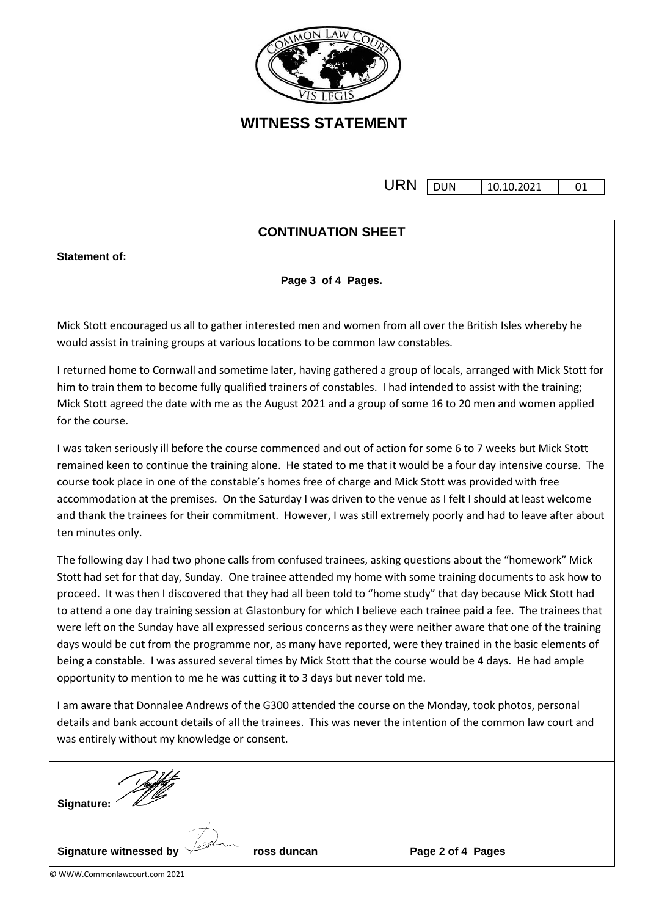# WITNESS STATEMENT

URN | DUN | 10.10.2021 | 01

## CONTINUATION SHEET

**Statement of:**

**Page 3 of 4 Pages.**

Mick Stott encouraged us all to gather interested men and women from all over the British Isles whereby he would assist in training groups at various locations to be common law constables.

I returned home to Cornwall and sometime later, having gathered a group of locals, arranged with Mick Stott for him to train them to become fully qualified trainers of constables. I had intended to assist with the training; Mick Stott agreed the date with me as the August 2021 and a group of some 16 to 20 men and women applied for the course.

I was taken seriously ill before the course commenced and out of action for some 6 to 7 weeks but Mick Stott remained keen to continue the training alone. He stated to me that it would be a four day intensive course. The course took place in one of the constable's homes free of charge and Mick Stott was provided with free accommodation at the premises. On the Saturday I was driven to the venue as I felt I should at least welcome and thank the trainees for their commitment. However, I was still extremely poorly and had to leave after about ten minutes only.

The following day I had two phone calls from confused trainees, asking questions about the "homework" Mick Stott had set for that day, Sunday. One trainee attended my home with some training documents to ask how to proceed. It was then I discovered that they had all been told to "home study" that day because Mick Stott had to attend a one day training session at Glastonbury for which I believe each trainee paid a fee. The trainees that were left on the Sunday have all expressed serious concerns as they were neither aware that one of the training days would be cut from the programme nor, as many have reported, were they trained in the basic elements of being a constable. I was assured several times by Mick Stott that the course would be 4 days. He had ample opportunity to mention to me he was cutting it to 3 days but never told me.

I am aware that Donnalee Andrews of the G300 attended the course on the Monday, took photos, personal details and bank account details of all the trainees. This was never the intention of the common law court and was entirely without my knowledge or consent.

**Signature:**

**Signature witnessed by** **ross duncan**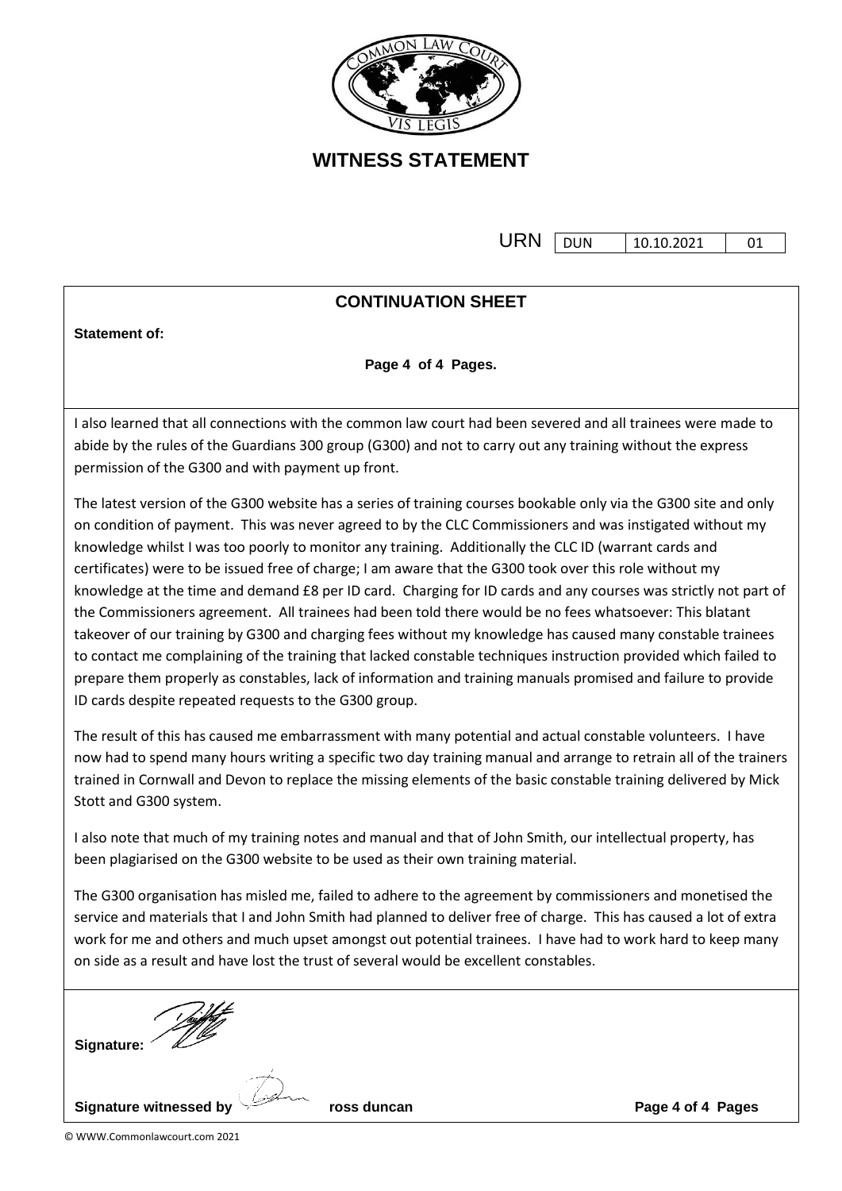# WITNESS STATEMENT

URN | DUN | 10.10.2021 | 01

## CONTINUATION SHEET

**Statement of:**

I also learned that all connections with the common law court had been severed and all trainees were made to abide by the rules of the Guardians 300 group (G300) and not to carry out any training without the express permission of the G300 and with payment up front.

The latest version of the G300 website has a series of training courses bookable only via the G300 site and only on condition of payment. This was never agreed to by the CLC Commissioners and was instigated without my knowledge whilst I was too poorly to monitor any training. Additionally the CLC ID (warrant cards and certificates) were to be issued free of charge; I am aware that the G300 took over this role without my knowledge at the time and demand £8 per ID card. Charging for ID cards and any courses was strictly not part of the Commissioners agreement. All trainees had been told there would be no fees whatsoever: This blatant takeover of our training by G300 and charging fees without my knowledge has caused many constable trainees to contact me complaining of the training that lacked constable techniques instruction provided which failed to prepare them properly as constables, lack of information and training manuals promised and failure to provide ID cards despite repeated requests to the G300 group.

The result of this has caused me embarrassment with many potential and actual constable volunteers. I have now had to spend many hours writing a specific two day training manual and arrange to retrain all of the trainers trained in Cornwall and Devon to replace the missing elements of the basic constable training delivered by Mick Stott and G300 system.

I also note that much of my training notes and manual and that of John Smith, our intellectual property, has been plagiarised on the G300 website to be used as their own training material.

The G300 organisation has misled me, failed to adhere to the agreement by commissioners and monetised the service and materials that I and John Smith had planned to deliver free of charge. This has caused a lot of extra work for me and others and much upset amongst out potential trainees. I have had to work hard to keep many on side as a result and have lost the trust of several would be excellent constables.

**Signature:**

**Signature witnessed by** **ross duncan**

© WWW.Commonlawcourt.com 2021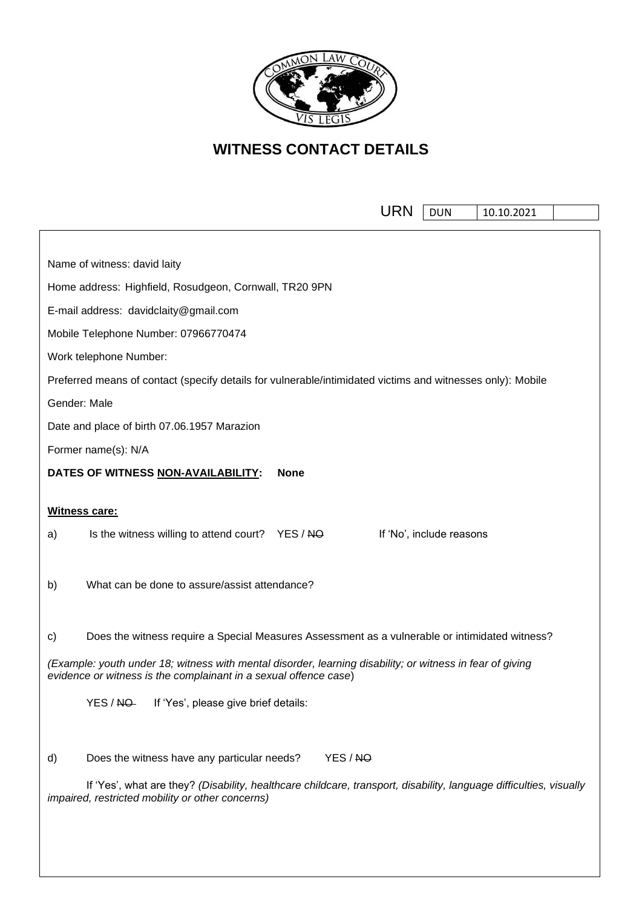# WITNESS CONTACT DETAILS

| URN | DUN | 10.10.2021 | |
|---|---|---|---|

Name of witness: david laity

Home address: Highfield, Rosudgeon, Cornwall, TR20 9PN

E-mail address: davidclaity@gmail.com

Mobile Telephone Number: 07966770474

Work telephone Number:

Preferred means of contact (specify details for vulnerable/intimidated victims and witnesses only): Mobile

Gender: Male

Date and place of birth 07.06.1957 Marazion

Former name(s): N/A

**DATES OF WITNESS NON-AVAILABILITY: None**

**Witness care:**

a) Is the witness willing to attend court? YES / ~~NO~~ If 'No', include reasons

b) What can be done to assure/assist attendance?

c) Does the witness require a Special Measures Assessment as a vulnerable or intimidated witness?

*(Example: youth under 18; witness with mental disorder, learning disability; or witness in fear of giving evidence or witness is the complainant in a sexual offence case)*

YES / ~~NO~~ If 'Yes', please give brief details:

d) Does the witness have any particular needs? YES / ~~NO~~

If 'Yes', what are they? *(Disability, healthcare childcare, transport, disability, language difficulties, visually impaired, restricted mobility or other concerns)*